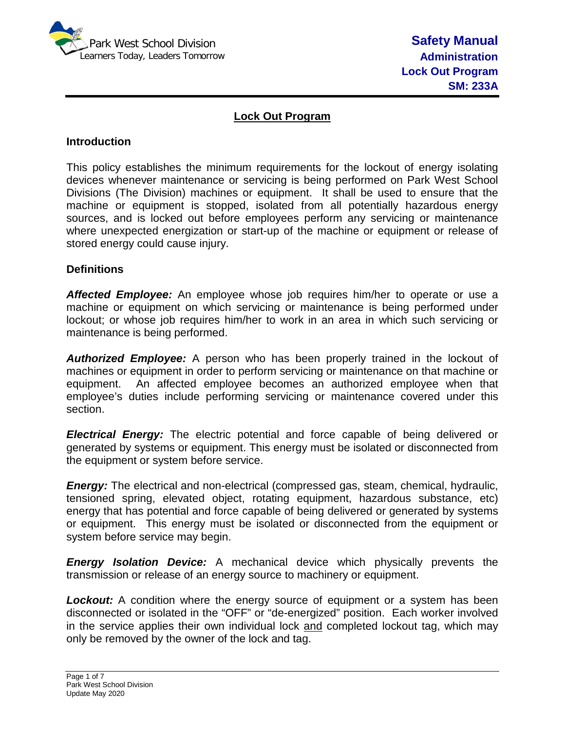# Lock Out Program

## Introduction

This policy establishes the minimum requirements for the lockout of energy isolating devices whenever maintenance or servicing is being performed on Park West School Divisions (The Division) machines or equipment. It shall be used to ensure that the machine or equipment is stopped, isolated from all potentially hazardous energy sources, and is locked out before employees perform any servicing or maintenance where unexpected energization or start-up of the machine or equipment or release of stored energy could cause injury.

## Definitions

***Affected Employee:*** An employee whose job requires him/her to operate or use a machine or equipment on which servicing or maintenance is being performed under lockout; or whose job requires him/her to work in an area in which such servicing or maintenance is being performed.

***Authorized Employee:*** A person who has been properly trained in the lockout of machines or equipment in order to perform servicing or maintenance on that machine or equipment. An affected employee becomes an authorized employee when that employee's duties include performing servicing or maintenance covered under this section.

***Electrical Energy:*** The electric potential and force capable of being delivered or generated by systems or equipment. This energy must be isolated or disconnected from the equipment or system before service.

***Energy:*** The electrical and non-electrical (compressed gas, steam, chemical, hydraulic, tensioned spring, elevated object, rotating equipment, hazardous substance, etc) energy that has potential and force capable of being delivered or generated by systems or equipment. This energy must be isolated or disconnected from the equipment or system before service may begin.

***Energy Isolation Device:*** A mechanical device which physically prevents the transmission or release of an energy source to machinery or equipment.

***Lockout:*** A condition where the energy source of equipment or a system has been disconnected or isolated in the "OFF" or "de-energized" position. Each worker involved in the service applies their own individual lock and completed lockout tag, which may only be removed by the owner of the lock and tag.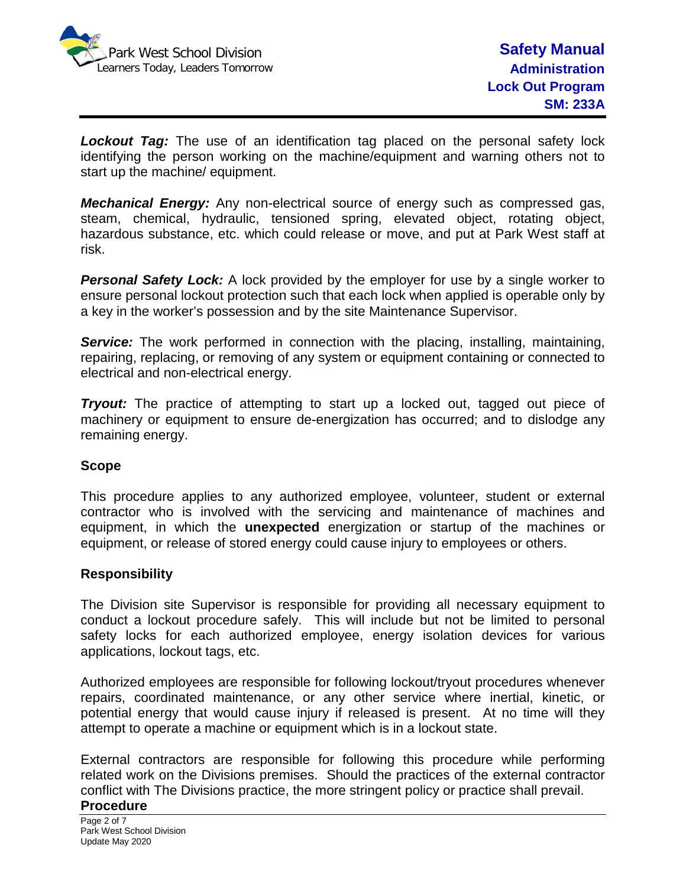***Lockout Tag:*** The use of an identification tag placed on the personal safety lock identifying the person working on the machine/equipment and warning others not to start up the machine/ equipment.

***Mechanical Energy:*** Any non-electrical source of energy such as compressed gas, steam, chemical, hydraulic, tensioned spring, elevated object, rotating object, hazardous substance, etc. which could release or move, and put at Park West staff at risk.

***Personal Safety Lock:*** A lock provided by the employer for use by a single worker to ensure personal lockout protection such that each lock when applied is operable only by a key in the worker's possession and by the site Maintenance Supervisor.

***Service:*** The work performed in connection with the placing, installing, maintaining, repairing, replacing, or removing of any system or equipment containing or connected to electrical and non-electrical energy.

***Tryout:*** The practice of attempting to start up a locked out, tagged out piece of machinery or equipment to ensure de-energization has occurred; and to dislodge any remaining energy.

## Scope

This procedure applies to any authorized employee, volunteer, student or external contractor who is involved with the servicing and maintenance of machines and equipment, in which the **unexpected** energization or startup of the machines or equipment, or release of stored energy could cause injury to employees or others.

## Responsibility

The Division site Supervisor is responsible for providing all necessary equipment to conduct a lockout procedure safely. This will include but not be limited to personal safety locks for each authorized employee, energy isolation devices for various applications, lockout tags, etc.

Authorized employees are responsible for following lockout/tryout procedures whenever repairs, coordinated maintenance, or any other service where inertial, kinetic, or potential energy that would cause injury if released is present. At no time will they attempt to operate a machine or equipment which is in a lockout state.

External contractors are responsible for following this procedure while performing related work on the Divisions premises. Should the practices of the external contractor conflict with The Divisions practice, the more stringent policy or practice shall prevail.

## Procedure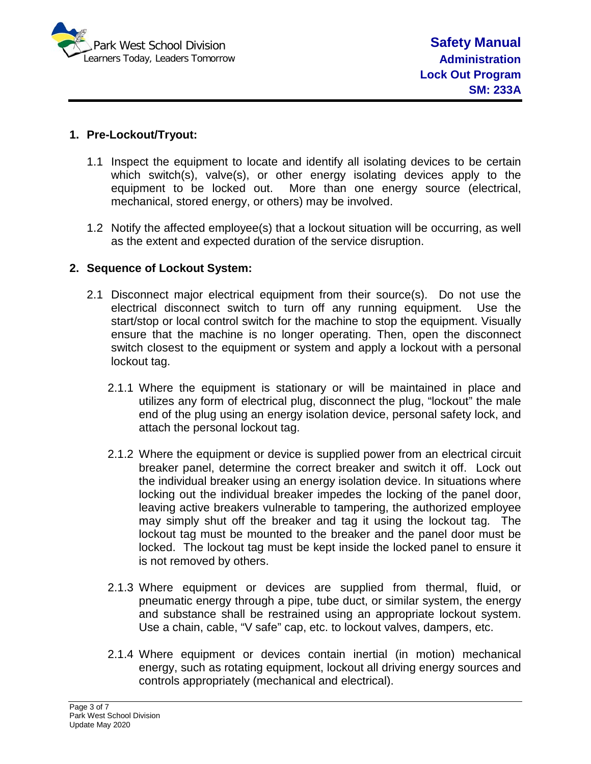## 1. Pre-Lockout/Tryout:

1.1 Inspect the equipment to locate and identify all isolating devices to be certain which switch(s), valve(s), or other energy isolating devices apply to the equipment to be locked out. More than one energy source (electrical, mechanical, stored energy, or others) may be involved.

1.2 Notify the affected employee(s) that a lockout situation will be occurring, as well as the extent and expected duration of the service disruption.

## 2. Sequence of Lockout System:

2.1 Disconnect major electrical equipment from their source(s). Do not use the electrical disconnect switch to turn off any running equipment. Use the start/stop or local control switch for the machine to stop the equipment. Visually ensure that the machine is no longer operating. Then, open the disconnect switch closest to the equipment or system and apply a lockout with a personal lockout tag.

2.1.1 Where the equipment is stationary or will be maintained in place and utilizes any form of electrical plug, disconnect the plug, "lockout" the male end of the plug using an energy isolation device, personal safety lock, and attach the personal lockout tag.

2.1.2 Where the equipment or device is supplied power from an electrical circuit breaker panel, determine the correct breaker and switch it off. Lock out the individual breaker using an energy isolation device. In situations where locking out the individual breaker impedes the locking of the panel door, leaving active breakers vulnerable to tampering, the authorized employee may simply shut off the breaker and tag it using the lockout tag. The lockout tag must be mounted to the breaker and the panel door must be locked. The lockout tag must be kept inside the locked panel to ensure it is not removed by others.

2.1.3 Where equipment or devices are supplied from thermal, fluid, or pneumatic energy through a pipe, tube duct, or similar system, the energy and substance shall be restrained using an appropriate lockout system. Use a chain, cable, "V safe" cap, etc. to lockout valves, dampers, etc.

2.1.4 Where equipment or devices contain inertial (in motion) mechanical energy, such as rotating equipment, lockout all driving energy sources and controls appropriately (mechanical and electrical).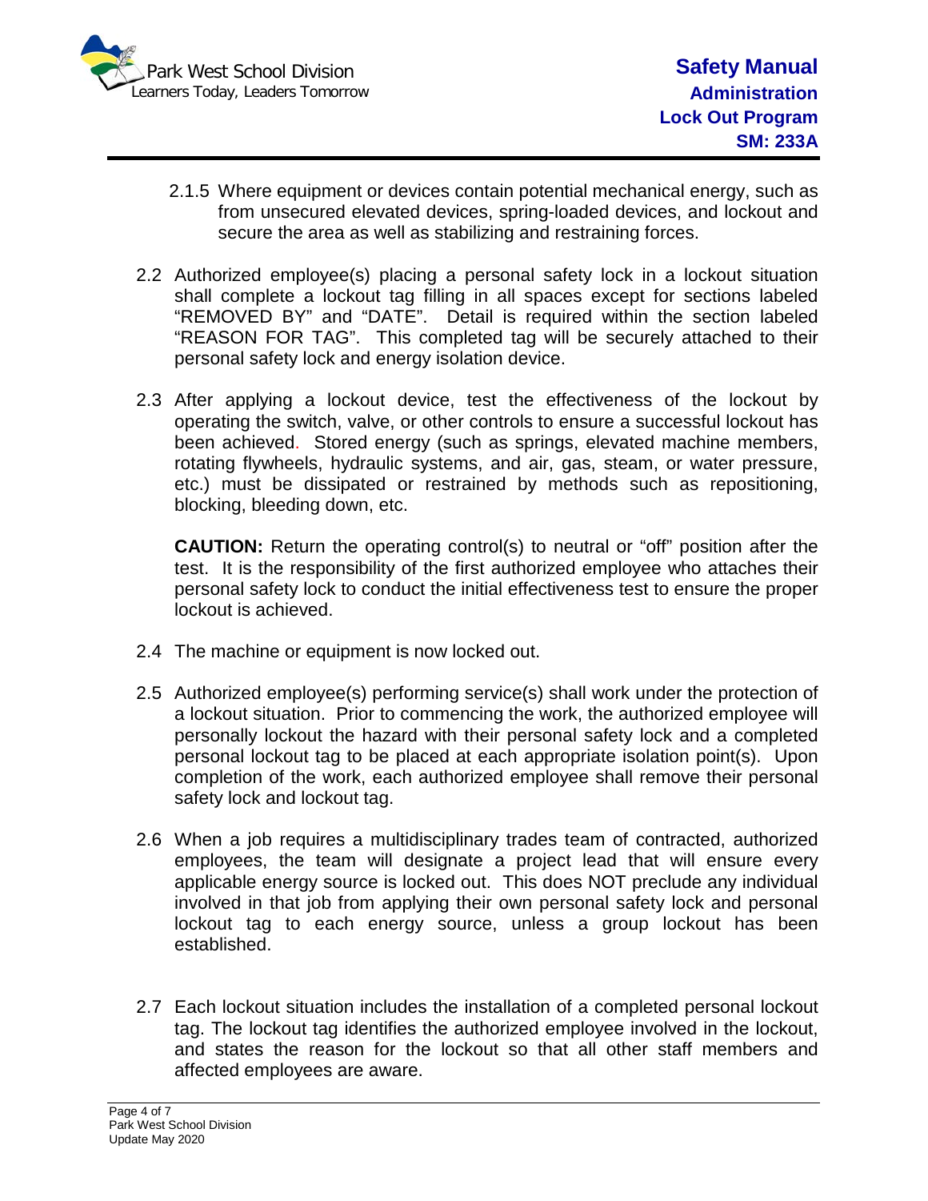2.1.5 Where equipment or devices contain potential mechanical energy, such as from unsecured elevated devices, spring-loaded devices, and lockout and secure the area as well as stabilizing and restraining forces.

2.2 Authorized employee(s) placing a personal safety lock in a lockout situation shall complete a lockout tag filling in all spaces except for sections labeled "REMOVED BY" and "DATE". Detail is required within the section labeled "REASON FOR TAG". This completed tag will be securely attached to their personal safety lock and energy isolation device.

2.3 After applying a lockout device, test the effectiveness of the lockout by operating the switch, valve, or other controls to ensure a successful lockout has been achieved. Stored energy (such as springs, elevated machine members, rotating flywheels, hydraulic systems, and air, gas, steam, or water pressure, etc.) must be dissipated or restrained by methods such as repositioning, blocking, bleeding down, etc.

**CAUTION:** Return the operating control(s) to neutral or "off" position after the test. It is the responsibility of the first authorized employee who attaches their personal safety lock to conduct the initial effectiveness test to ensure the proper lockout is achieved.

2.4 The machine or equipment is now locked out.

2.5 Authorized employee(s) performing service(s) shall work under the protection of a lockout situation. Prior to commencing the work, the authorized employee will personally lockout the hazard with their personal safety lock and a completed personal lockout tag to be placed at each appropriate isolation point(s). Upon completion of the work, each authorized employee shall remove their personal safety lock and lockout tag.

2.6 When a job requires a multidisciplinary trades team of contracted, authorized employees, the team will designate a project lead that will ensure every applicable energy source is locked out. This does NOT preclude any individual involved in that job from applying their own personal safety lock and personal lockout tag to each energy source, unless a group lockout has been established.

2.7 Each lockout situation includes the installation of a completed personal lockout tag. The lockout tag identifies the authorized employee involved in the lockout, and states the reason for the lockout so that all other staff members and affected employees are aware.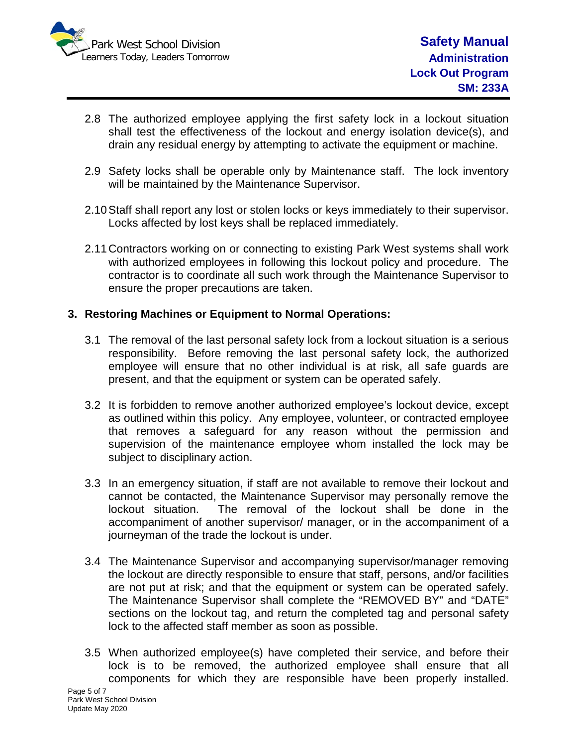2.8 The authorized employee applying the first safety lock in a lockout situation shall test the effectiveness of the lockout and energy isolation device(s), and drain any residual energy by attempting to activate the equipment or machine.

2.9 Safety locks shall be operable only by Maintenance staff. The lock inventory will be maintained by the Maintenance Supervisor.

2.10 Staff shall report any lost or stolen locks or keys immediately to their supervisor. Locks affected by lost keys shall be replaced immediately.

2.11 Contractors working on or connecting to existing Park West systems shall work with authorized employees in following this lockout policy and procedure. The contractor is to coordinate all such work through the Maintenance Supervisor to ensure the proper precautions are taken.

## 3. Restoring Machines or Equipment to Normal Operations:

3.1 The removal of the last personal safety lock from a lockout situation is a serious responsibility. Before removing the last personal safety lock, the authorized employee will ensure that no other individual is at risk, all safe guards are present, and that the equipment or system can be operated safely.

3.2 It is forbidden to remove another authorized employee's lockout device, except as outlined within this policy. Any employee, volunteer, or contracted employee that removes a safeguard for any reason without the permission and supervision of the maintenance employee whom installed the lock may be subject to disciplinary action.

3.3 In an emergency situation, if staff are not available to remove their lockout and cannot be contacted, the Maintenance Supervisor may personally remove the lockout situation. The removal of the lockout shall be done in the accompaniment of another supervisor/ manager, or in the accompaniment of a journeyman of the trade the lockout is under.

3.4 The Maintenance Supervisor and accompanying supervisor/manager removing the lockout are directly responsible to ensure that staff, persons, and/or facilities are not put at risk; and that the equipment or system can be operated safely. The Maintenance Supervisor shall complete the "REMOVED BY" and "DATE" sections on the lockout tag, and return the completed tag and personal safety lock to the affected staff member as soon as possible.

3.5 When authorized employee(s) have completed their service, and before their lock is to be removed, the authorized employee shall ensure that all components for which they are responsible have been properly installed.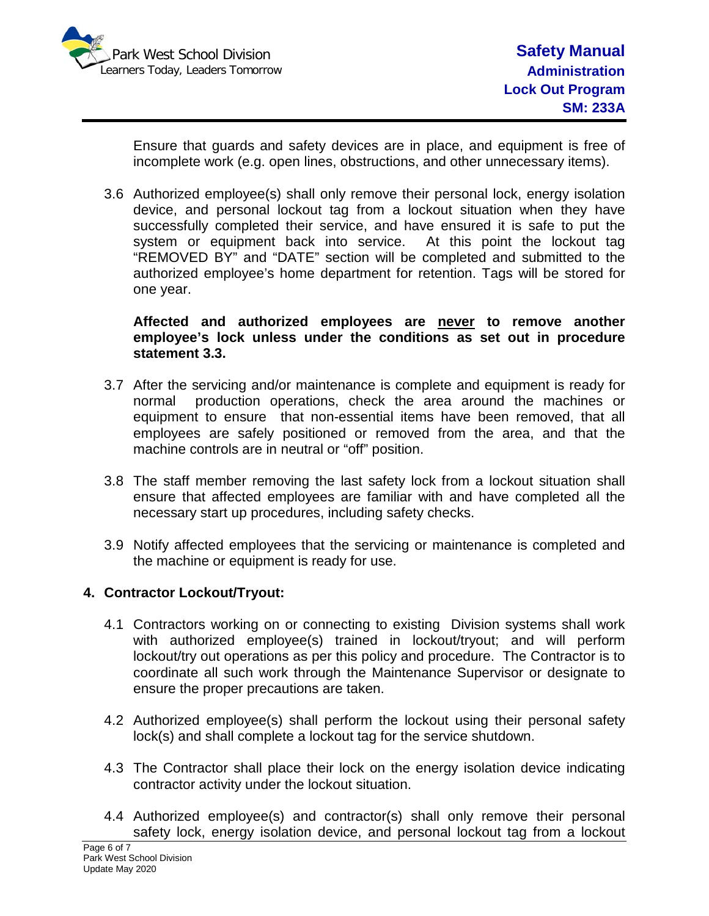Ensure that guards and safety devices are in place, and equipment is free of incomplete work (e.g. open lines, obstructions, and other unnecessary items).

3.6 Authorized employee(s) shall only remove their personal lock, energy isolation device, and personal lockout tag from a lockout situation when they have successfully completed their service, and have ensured it is safe to put the system or equipment back into service. At this point the lockout tag "REMOVED BY" and "DATE" section will be completed and submitted to the authorized employee's home department for retention. Tags will be stored for one year.

**Affected and authorized employees are <u>never</u> to remove another employee's lock unless under the conditions as set out in procedure statement 3.3.**

3.7 After the servicing and/or maintenance is complete and equipment is ready for normal production operations, check the area around the machines or equipment to ensure that non-essential items have been removed, that all employees are safely positioned or removed from the area, and that the machine controls are in neutral or "off" position.

3.8 The staff member removing the last safety lock from a lockout situation shall ensure that affected employees are familiar with and have completed all the necessary start up procedures, including safety checks.

3.9 Notify affected employees that the servicing or maintenance is completed and the machine or equipment is ready for use.

## 4. Contractor Lockout/Tryout:

4.1 Contractors working on or connecting to existing Division systems shall work with authorized employee(s) trained in lockout/tryout; and will perform lockout/try out operations as per this policy and procedure. The Contractor is to coordinate all such work through the Maintenance Supervisor or designate to ensure the proper precautions are taken.

4.2 Authorized employee(s) shall perform the lockout using their personal safety lock(s) and shall complete a lockout tag for the service shutdown.

4.3 The Contractor shall place their lock on the energy isolation device indicating contractor activity under the lockout situation.

4.4 Authorized employee(s) and contractor(s) shall only remove their personal safety lock, energy isolation device, and personal lockout tag from a lockout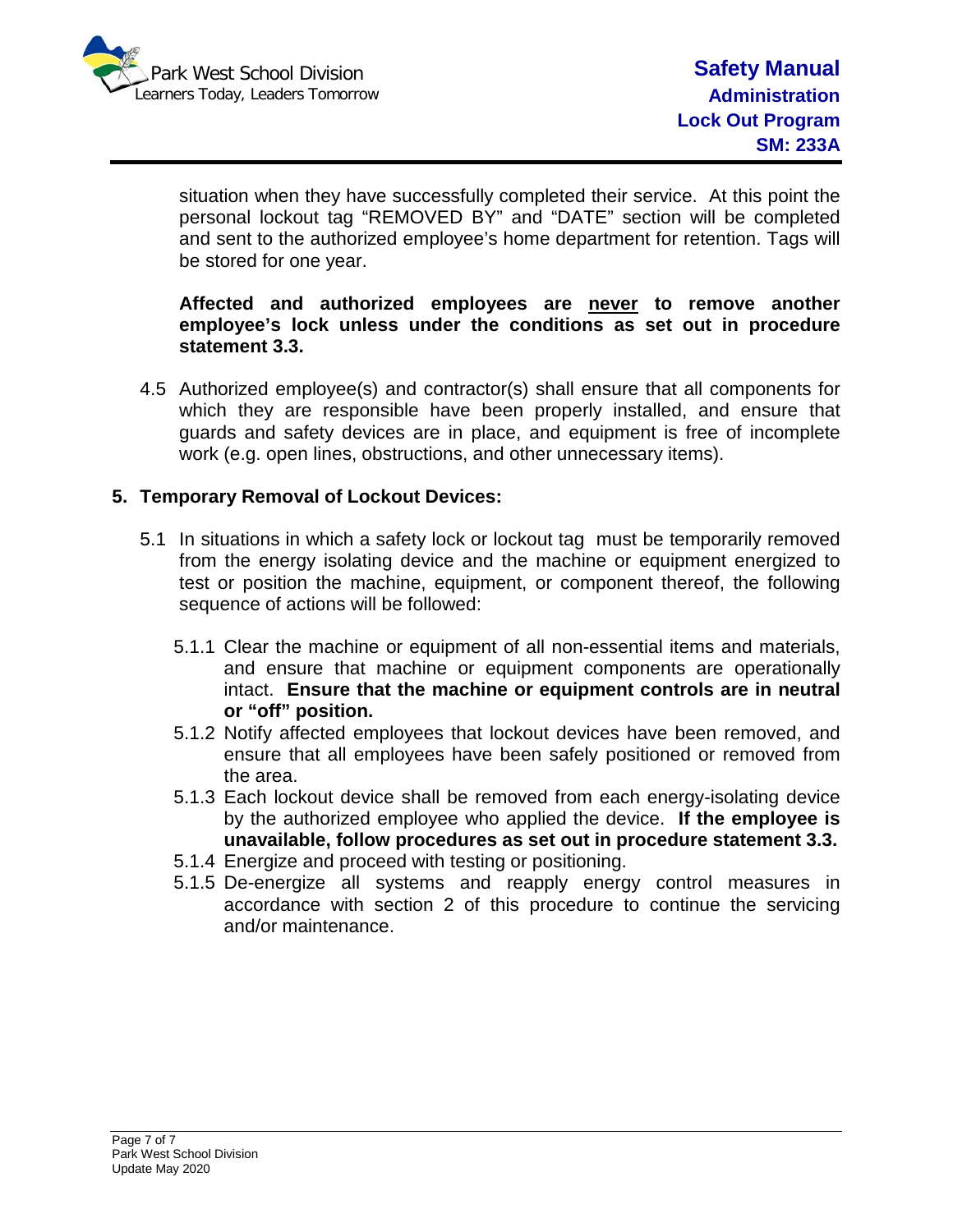situation when they have successfully completed their service. At this point the personal lockout tag "REMOVED BY" and "DATE" section will be completed and sent to the authorized employee's home department for retention. Tags will be stored for one year.

**Affected and authorized employees are <u>never</u> to remove another employee's lock unless under the conditions as set out in procedure statement 3.3.**

4.5 Authorized employee(s) and contractor(s) shall ensure that all components for which they are responsible have been properly installed, and ensure that guards and safety devices are in place, and equipment is free of incomplete work (e.g. open lines, obstructions, and other unnecessary items).

## 5. Temporary Removal of Lockout Devices:

5.1 In situations in which a safety lock or lockout tag must be temporarily removed from the energy isolating device and the machine or equipment energized to test or position the machine, equipment, or component thereof, the following sequence of actions will be followed:

5.1.1 Clear the machine or equipment of all non-essential items and materials, and ensure that machine or equipment components are operationally intact. **Ensure that the machine or equipment controls are in neutral or "off" position.**

5.1.2 Notify affected employees that lockout devices have been removed, and ensure that all employees have been safely positioned or removed from the area.

5.1.3 Each lockout device shall be removed from each energy-isolating device by the authorized employee who applied the device. **If the employee is unavailable, follow procedures as set out in procedure statement 3.3.**

5.1.4 Energize and proceed with testing or positioning.

5.1.5 De-energize all systems and reapply energy control measures in accordance with section 2 of this procedure to continue the servicing and/or maintenance.